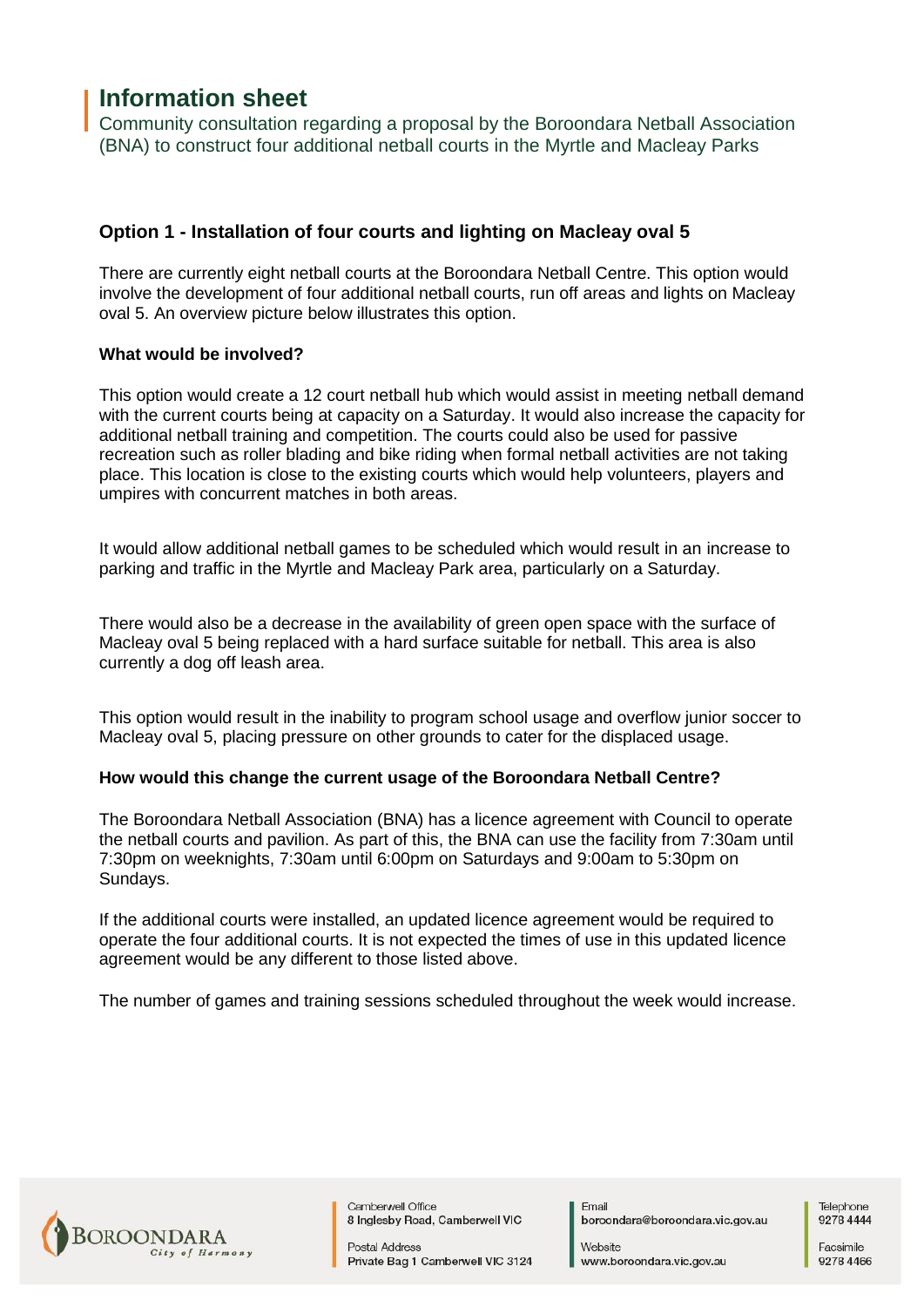# Information sheet

Community consultation regarding a proposal by the Boroondara Netball Association (BNA) to construct four additional netball courts in the Myrtle and Macleay Parks

## Option 1 - Installation of four courts and lighting on Macleay oval 5

There are currently eight netball courts at the Boroondara Netball Centre. This option would involve the development of four additional netball courts, run off areas and lights on Macleay oval 5. An overview picture below illustrates this option.

### What would be involved?

This option would create a 12 court netball hub which would assist in meeting netball demand with the current courts being at capacity on a Saturday. It would also increase the capacity for additional netball training and competition. The courts could also be used for passive recreation such as roller blading and bike riding when formal netball activities are not taking place. This location is close to the existing courts which would help volunteers, players and umpires with concurrent matches in both areas.

It would allow additional netball games to be scheduled which would result in an increase to parking and traffic in the Myrtle and Macleay Park area, particularly on a Saturday.

There would also be a decrease in the availability of green open space with the surface of Macleay oval 5 being replaced with a hard surface suitable for netball. This area is also currently a dog off leash area.

This option would result in the inability to program school usage and overflow junior soccer to Macleay oval 5, placing pressure on other grounds to cater for the displaced usage.

### How would this change the current usage of the Boroondara Netball Centre?

The Boroondara Netball Association (BNA) has a licence agreement with Council to operate the netball courts and pavilion. As part of this, the BNA can use the facility from 7:30am until 7:30pm on weeknights, 7:30am until 6:00pm on Saturdays and 9:00am to 5:30pm on Sundays.

If the additional courts were installed, an updated licence agreement would be required to operate the four additional courts. It is not expected the times of use in this updated licence agreement would be any different to those listed above.

The number of games and training sessions scheduled throughout the week would increase.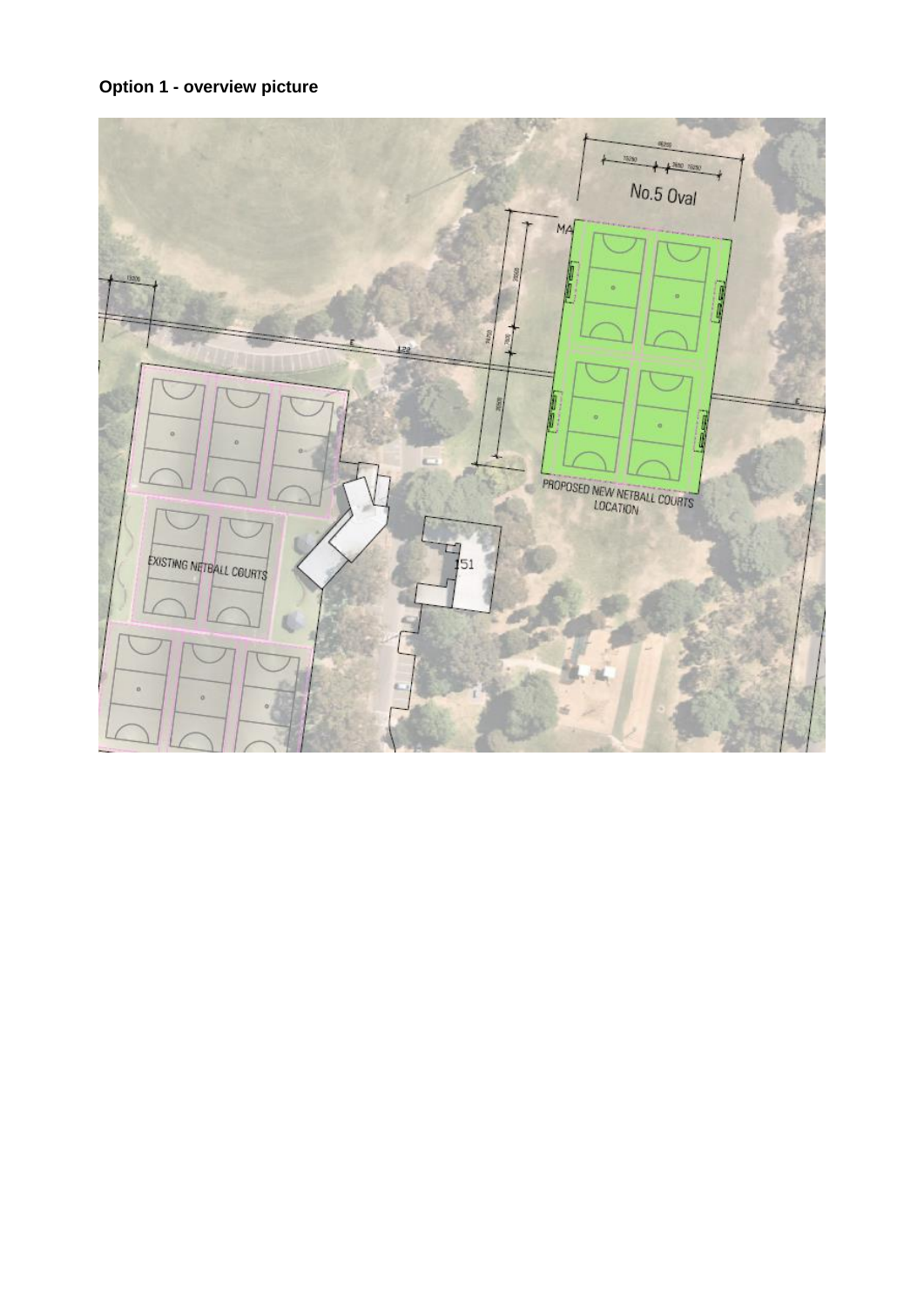**Option 1 - overview picture**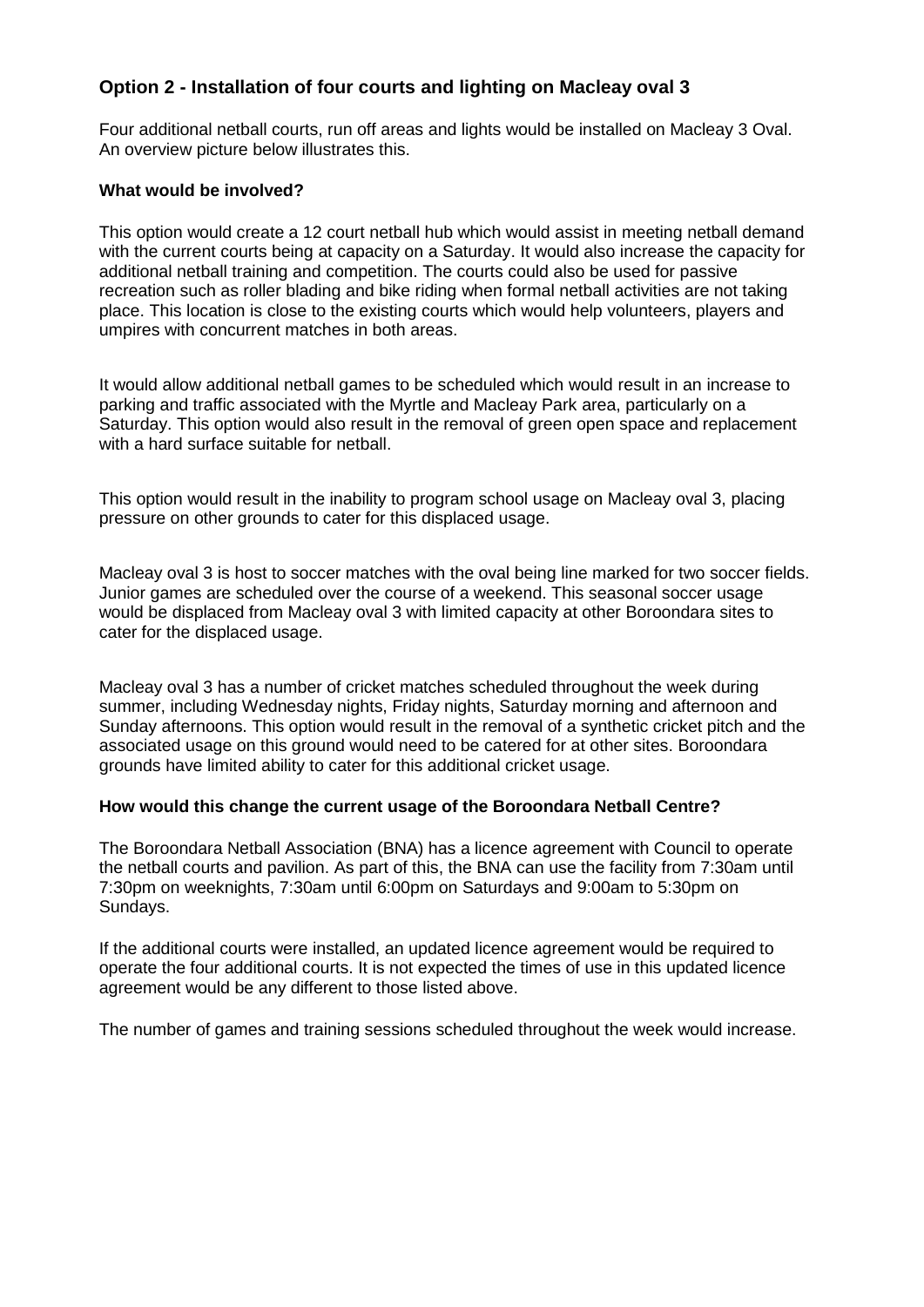## Option 2 - Installation of four courts and lighting on Macleay oval 3

Four additional netball courts, run off areas and lights would be installed on Macleay 3 Oval. An overview picture below illustrates this.

### What would be involved?

This option would create a 12 court netball hub which would assist in meeting netball demand with the current courts being at capacity on a Saturday. It would also increase the capacity for additional netball training and competition. The courts could also be used for passive recreation such as roller blading and bike riding when formal netball activities are not taking place. This location is close to the existing courts which would help volunteers, players and umpires with concurrent matches in both areas.

It would allow additional netball games to be scheduled which would result in an increase to parking and traffic associated with the Myrtle and Macleay Park area, particularly on a Saturday. This option would also result in the removal of green open space and replacement with a hard surface suitable for netball.

This option would result in the inability to program school usage on Macleay oval 3, placing pressure on other grounds to cater for this displaced usage.

Macleay oval 3 is host to soccer matches with the oval being line marked for two soccer fields. Junior games are scheduled over the course of a weekend. This seasonal soccer usage would be displaced from Macleay oval 3 with limited capacity at other Boroondara sites to cater for the displaced usage.

Macleay oval 3 has a number of cricket matches scheduled throughout the week during summer, including Wednesday nights, Friday nights, Saturday morning and afternoon and Sunday afternoons. This option would result in the removal of a synthetic cricket pitch and the associated usage on this ground would need to be catered for at other sites. Boroondara grounds have limited ability to cater for this additional cricket usage.

### How would this change the current usage of the Boroondara Netball Centre?

The Boroondara Netball Association (BNA) has a licence agreement with Council to operate the netball courts and pavilion. As part of this, the BNA can use the facility from 7:30am until 7:30pm on weeknights, 7:30am until 6:00pm on Saturdays and 9:00am to 5:30pm on Sundays.

If the additional courts were installed, an updated licence agreement would be required to operate the four additional courts. It is not expected the times of use in this updated licence agreement would be any different to those listed above.

The number of games and training sessions scheduled throughout the week would increase.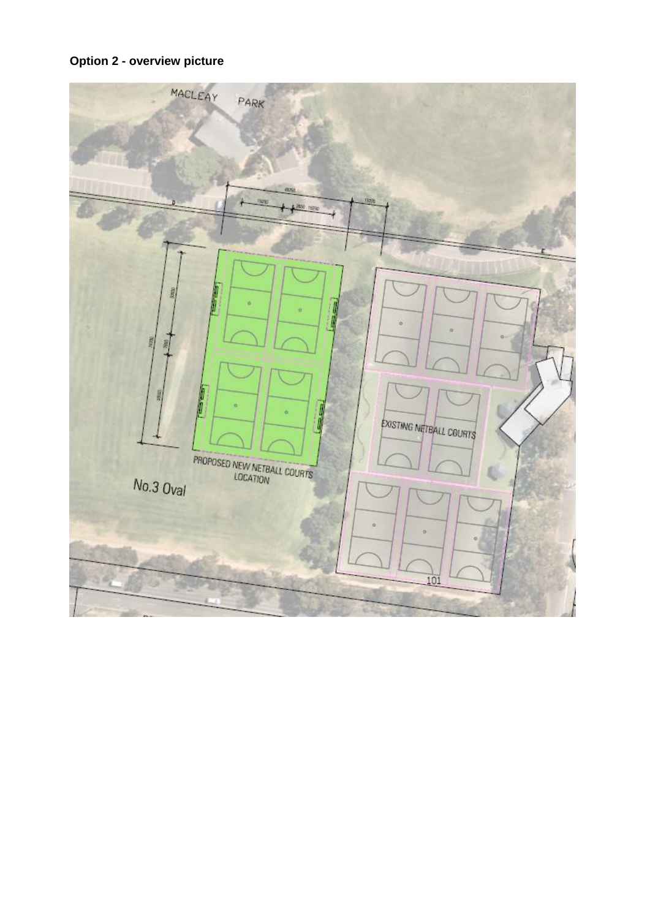**Option 2 - overview picture**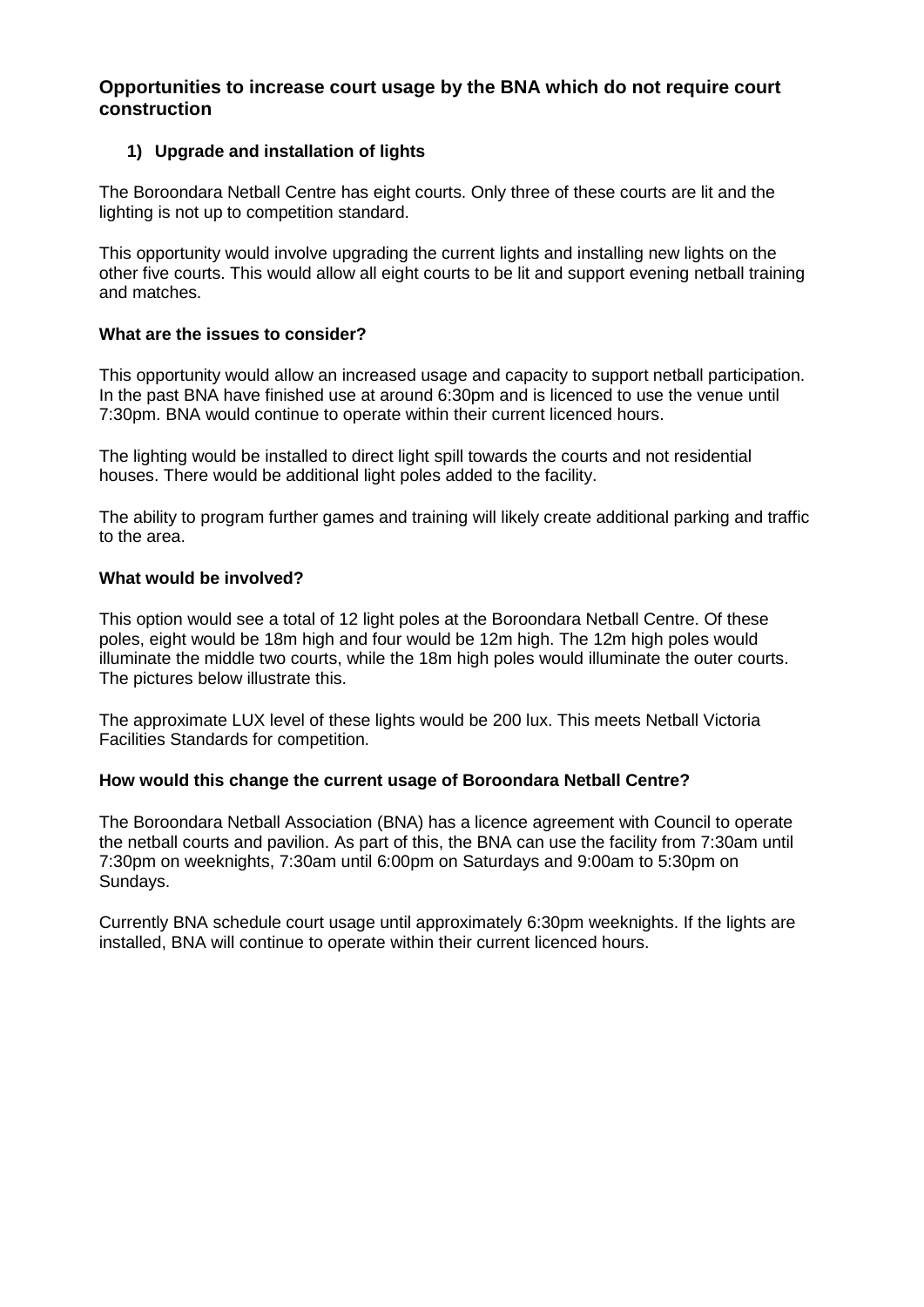## Opportunities to increase court usage by the BNA which do not require court construction

### 1) Upgrade and installation of lights

The Boroondara Netball Centre has eight courts. Only three of these courts are lit and the lighting is not up to competition standard.

This opportunity would involve upgrading the current lights and installing new lights on the other five courts. This would allow all eight courts to be lit and support evening netball training and matches.

**What are the issues to consider?**

This opportunity would allow an increased usage and capacity to support netball participation. In the past BNA have finished use at around 6:30pm and is licenced to use the venue until 7:30pm. BNA would continue to operate within their current licenced hours.

The lighting would be installed to direct light spill towards the courts and not residential houses. There would be additional light poles added to the facility.

The ability to program further games and training will likely create additional parking and traffic to the area.

**What would be involved?**

This option would see a total of 12 light poles at the Boroondara Netball Centre. Of these poles, eight would be 18m high and four would be 12m high. The 12m high poles would illuminate the middle two courts, while the 18m high poles would illuminate the outer courts. The pictures below illustrate this.

The approximate LUX level of these lights would be 200 lux. This meets Netball Victoria Facilities Standards for competition.

**How would this change the current usage of Boroondara Netball Centre?**

The Boroondara Netball Association (BNA) has a licence agreement with Council to operate the netball courts and pavilion. As part of this, the BNA can use the facility from 7:30am until 7:30pm on weeknights, 7:30am until 6:00pm on Saturdays and 9:00am to 5:30pm on Sundays.

Currently BNA schedule court usage until approximately 6:30pm weeknights. If the lights are installed, BNA will continue to operate within their current licenced hours.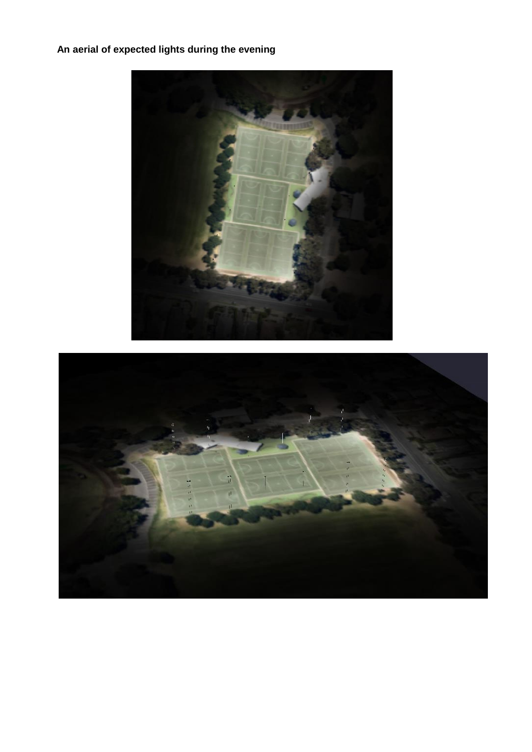**An aerial of expected lights during the evening**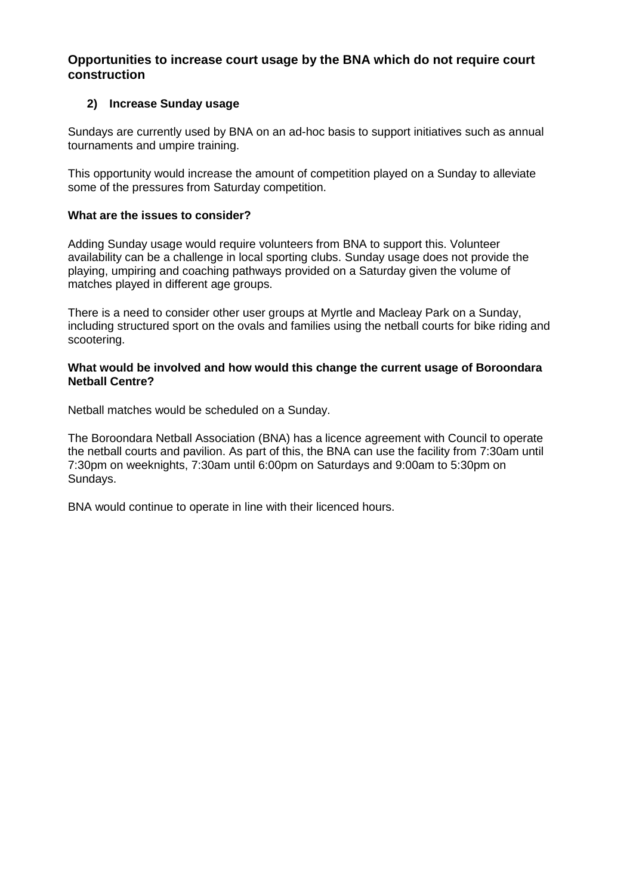## Opportunities to increase court usage by the BNA which do not require court construction

### 2) Increase Sunday usage

Sundays are currently used by BNA on an ad-hoc basis to support initiatives such as annual tournaments and umpire training.

This opportunity would increase the amount of competition played on a Sunday to alleviate some of the pressures from Saturday competition.

#### What are the issues to consider?

Adding Sunday usage would require volunteers from BNA to support this. Volunteer availability can be a challenge in local sporting clubs. Sunday usage does not provide the playing, umpiring and coaching pathways provided on a Saturday given the volume of matches played in different age groups.

There is a need to consider other user groups at Myrtle and Macleay Park on a Sunday, including structured sport on the ovals and families using the netball courts for bike riding and scootering.

#### What would be involved and how would this change the current usage of Boroondara Netball Centre?

Netball matches would be scheduled on a Sunday.

The Boroondara Netball Association (BNA) has a licence agreement with Council to operate the netball courts and pavilion. As part of this, the BNA can use the facility from 7:30am until 7:30pm on weeknights, 7:30am until 6:00pm on Saturdays and 9:00am to 5:30pm on Sundays.

BNA would continue to operate in line with their licenced hours.